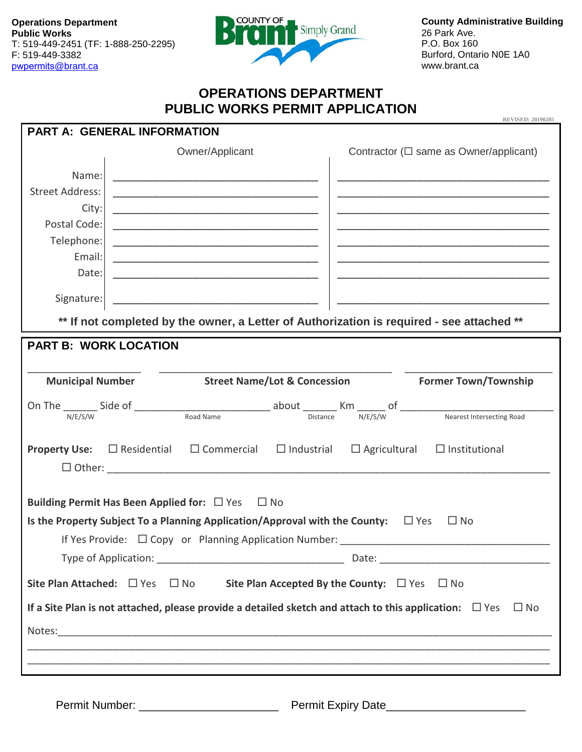**Operations Department**
**Public Works**
T: 519-449-2451 (TF: 1-888-250-2295)
F: 519-449-3382
pwpermits@brant.ca

COUNTY OF Brant Simply Grand

**County Administrative Building**
26 Park Ave.
P.O. Box 160
Burford, Ontario N0E 1A0
www.brant.ca

# OPERATIONS DEPARTMENT
# PUBLIC WORKS PERMIT APPLICATION

REVISED: 20190205

## PART A: GENERAL INFORMATION

| | Owner/Applicant | Contractor (☐ same as Owner/applicant) |
|---|---|---|
| Name: | ______________________ | ______________________ |
| Street Address: | ______________________ | ______________________ |
| City: | ______________________ | ______________________ |
| Postal Code: | ______________________ | ______________________ |
| Telephone: | ______________________ | ______________________ |
| Email: | ______________________ | ______________________ |
| Date: | ______________________ | ______________________ |
| Signature: | ______________________ | ______________________ |

**** If not completed by the owner, a Letter of Authorization is required - see attached ****

## PART B: WORK LOCATION

__________________ __________________________________ __________________

**Municipal Number** | **Street Name/Lot & Concession** | **Former Town/Township**

On The ______ Side of ______________________ about ______ Km _____ of ______________________
(N/E/S/W) (Road Name) (Distance) (N/E/S/W) (Nearest Intersecting Road)

**Property Use:** ☐ Residential ☐ Commercial ☐ Industrial ☐ Agricultural ☐ Institutional
☐ Other: ______________________________________________

**Building Permit Has Been Applied for:** ☐ Yes ☐ No

**Is the Property Subject To a Planning Application/Approval with the County:** ☐ Yes ☐ No

If Yes Provide: ☐ Copy or Planning Application Number: ______________________

Type of Application: ______________________ Date: ______________________

**Site Plan Attached:** ☐ Yes ☐ No **Site Plan Accepted By the County:** ☐ Yes ☐ No

**If a Site Plan is not attached, please provide a detailed sketch and attach to this application:** ☐ Yes ☐ No

Notes:______________________________________________
______________________________________________
______________________________________________

Permit Number: ______________________ Permit Expiry Date______________________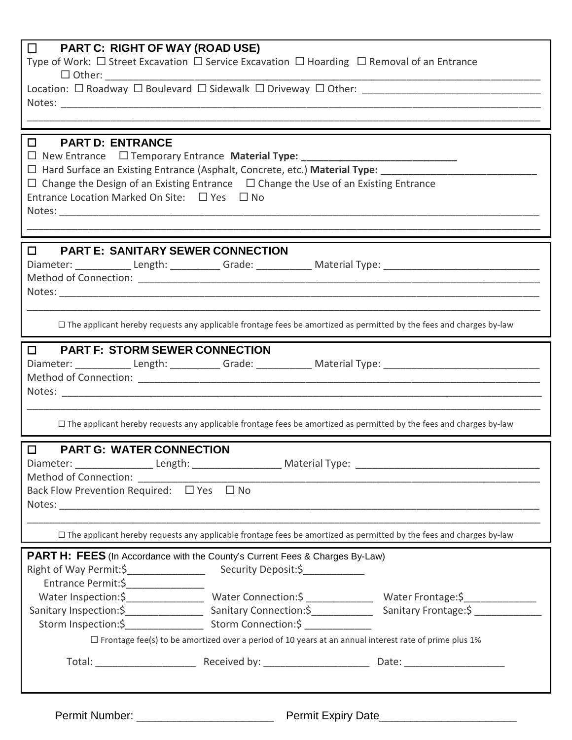## ☐ PART C: RIGHT OF WAY (ROAD USE)

Type of Work: ☐ Street Excavation ☐ Service Excavation ☐ Hoarding ☐ Removal of an Entrance

☐ Other: ___________________________________________

Location: ☐ Roadway ☐ Boulevard ☐ Sidewalk ☐ Driveway ☐ Other: ___________________

Notes: ___________________________________________

___________________________________________

## ☐ PART D: ENTRANCE

☐ New Entrance ☐ Temporary Entrance **Material Type: ___________________**

☐ Hard Surface an Existing Entrance (Asphalt, Concrete, etc.) **Material Type: ___________________**

☐ Change the Design of an Existing Entrance ☐ Change the Use of an Existing Entrance

Entrance Location Marked On Site: ☐ Yes ☐ No

Notes: ___________________________________________

___________________________________________

## ☐ PART E: SANITARY SEWER CONNECTION

Diameter: __________ Length: _________ Grade: __________ Material Type: ___________________

Method of Connection: ___________________________________________

Notes: ___________________________________________

___________________________________________

☐ The applicant hereby requests any applicable frontage fees be amortized as permitted by the fees and charges by-law

## ☐ PART F: STORM SEWER CONNECTION

Diameter: __________ Length: _________ Grade: __________ Material Type: ___________________

Method of Connection: ___________________________________________

Notes: ___________________________________________

___________________________________________

☐ The applicant hereby requests any applicable frontage fees be amortized as permitted by the fees and charges by-law

## ☐ PART G: WATER CONNECTION

Diameter: ______________ Length: ________________ Material Type: ___________________

Method of Connection: ___________________________________________

Back Flow Prevention Required: ☐ Yes ☐ No

Notes: ___________________________________________

___________________________________________

☐ The applicant hereby requests any applicable frontage fees be amortized as permitted by the fees and charges by-law

## PART H: FEES (In Accordance with the County's Current Fees & Charges By-Law)

Right of Way Permit:$______________ Security Deposit:$___________

Entrance Permit:$______________

Water Inspection:$______________ Water Connection:$ ____________ Water Frontage:$_____________

Sanitary Inspection:$______________ Sanitary Connection:$___________ Sanitary Frontage:$ ____________

Storm Inspection:$______________ Storm Connection:$ ____________

☐ Frontage fee(s) to be amortized over a period of 10 years at an annual interest rate of prime plus 1%

Total: __________________ Received by: ___________________ Date: __________________

Permit Number: ______________________ Permit Expiry Date______________________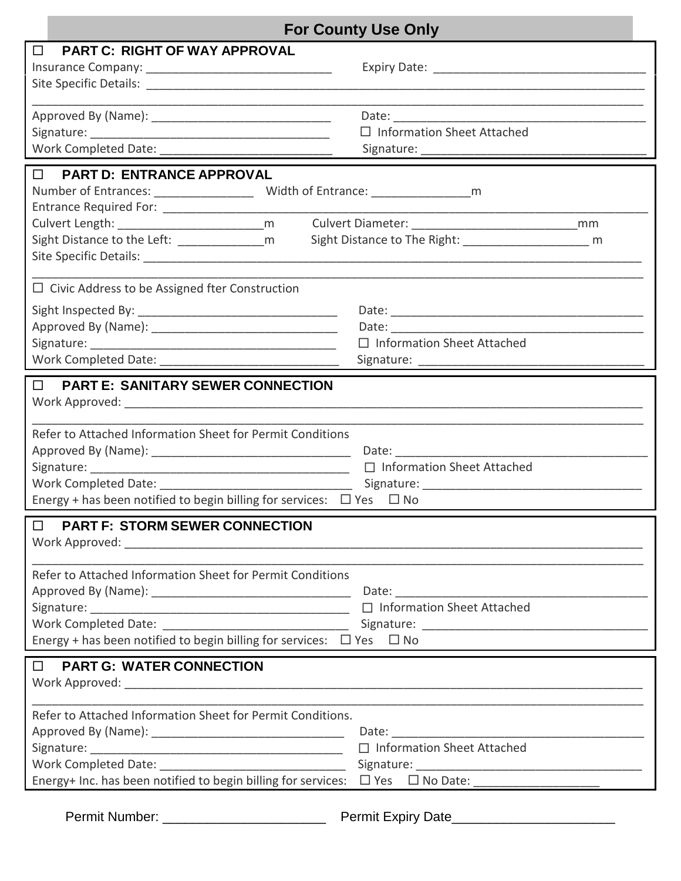## For County Use Only

### ☐ PART C: RIGHT OF WAY APPROVAL

Insurance Company: ____________________________ Expiry Date: ________________________________

Site Specific Details: ____________________________________________________________________________

__________________________________________________________________________________________

Approved By (Name): ___________________________ Date: _____________________________________

Signature: ___________________________________ ☐ Information Sheet Attached

Work Completed Date: _________________________ Signature: _________________________________

### ☐ PART D: ENTRANCE APPROVAL

Number of Entrances: _______________ Width of Entrance: _______________m

Entrance Required For: ____________________________________________________________________________

Culvert Length: ______________________m Culvert Diameter: _________________________mm

Sight Distance to the Left: _____________m Sight Distance to The Right: ___________________ m

Site Specific Details: ____________________________________________________________________________

__________________________________________________________________________________________

☐ Civic Address to be Assigned fter Construction

Sight Inspected By: ____________________________ Date: _____________________________________

Approved By (Name): ___________________________ Date: _____________________________________

Signature: ___________________________________ ☐ Information Sheet Attached

Work Completed Date: _________________________ Signature: _________________________________

### ☐ PART E: SANITARY SEWER CONNECTION

Work Approved: _________________________________________________________________________________

__________________________________________________________________________________________

Refer to Attached Information Sheet for Permit Conditions

Approved By (Name): ___________________________ Date: _____________________________________

Signature: ___________________________________ ☐ Information Sheet Attached

Work Completed Date: _________________________ Signature: _________________________________

Energy + has been notified to begin billing for services: ☐ Yes ☐ No

### ☐ PART F: STORM SEWER CONNECTION

Work Approved: _________________________________________________________________________________

__________________________________________________________________________________________

Refer to Attached Information Sheet for Permit Conditions

Approved By (Name): ___________________________ Date: _____________________________________

Signature: ___________________________________ ☐ Information Sheet Attached

Work Completed Date: _________________________ Signature: _________________________________

Energy + has been notified to begin billing for services: ☐ Yes ☐ No

### ☐ PART G: WATER CONNECTION

Work Approved: _________________________________________________________________________________

__________________________________________________________________________________________

Refer to Attached Information Sheet for Permit Conditions.

Approved By (Name): ___________________________ Date: _____________________________________

Signature: ___________________________________ ☐ Information Sheet Attached

Work Completed Date: _________________________ Signature: _________________________________

Energy+ Inc. has been notified to begin billing for services: ☐ Yes ☐ No Date: __________________

Permit Number: ______________________ Permit Expiry Date______________________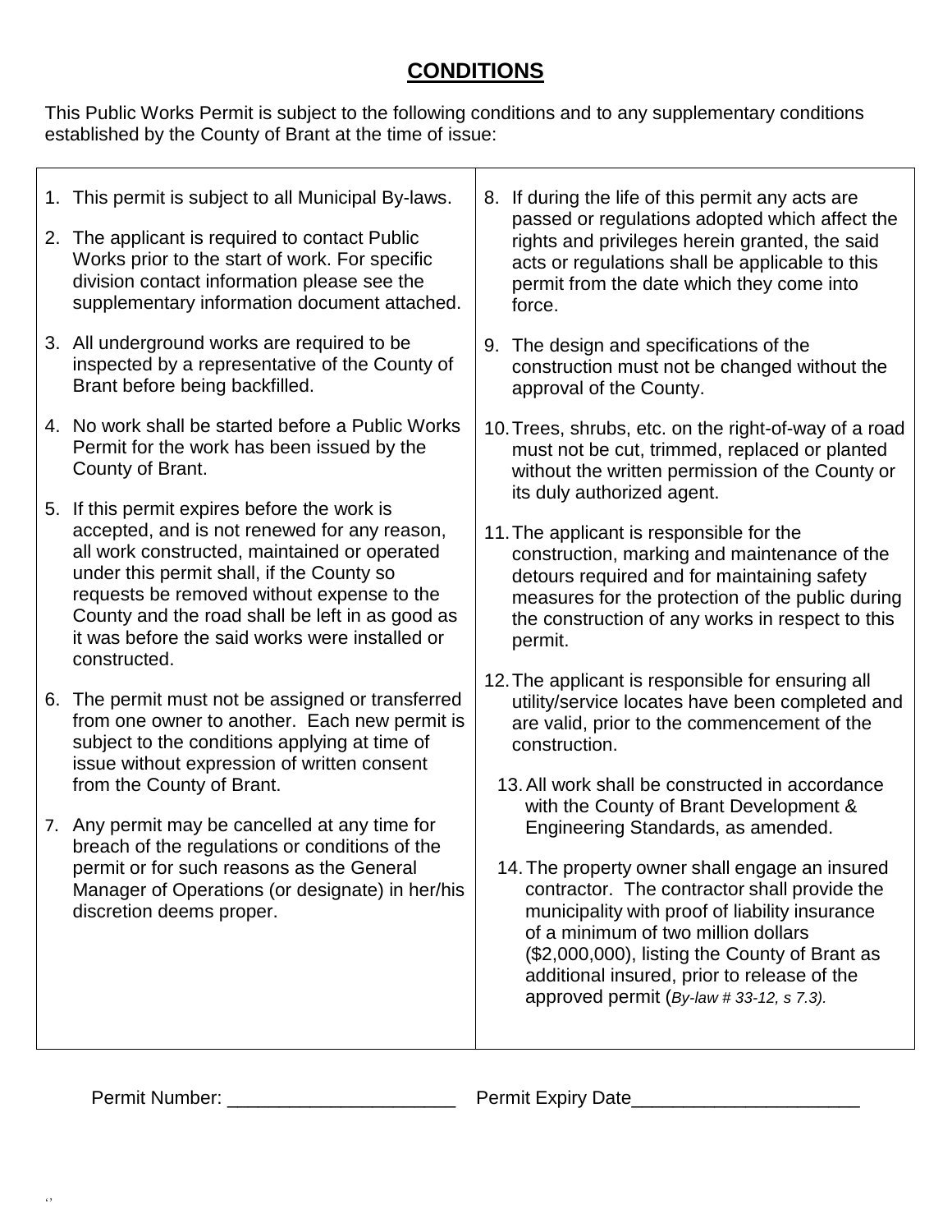# CONDITIONS

This Public Works Permit is subject to the following conditions and to any supplementary conditions established by the County of Brant at the time of issue:

1. This permit is subject to all Municipal By-laws.
2. The applicant is required to contact Public Works prior to the start of work. For specific division contact information please see the supplementary information document attached.
3. All underground works are required to be inspected by a representative of the County of Brant before being backfilled.
4. No work shall be started before a Public Works Permit for the work has been issued by the County of Brant.
5. If this permit expires before the work is accepted, and is not renewed for any reason, all work constructed, maintained or operated under this permit shall, if the County so requests be removed without expense to the County and the road shall be left in as good as it was before the said works were installed or constructed.
6. The permit must not be assigned or transferred from one owner to another. Each new permit is subject to the conditions applying at time of issue without expression of written consent from the County of Brant.
7. Any permit may be cancelled at any time for breach of the regulations or conditions of the permit or for such reasons as the General Manager of Operations (or designate) in her/his discretion deems proper.
8. If during the life of this permit any acts are passed or regulations adopted which affect the rights and privileges herein granted, the said acts or regulations shall be applicable to this permit from the date which they come into force.
9. The design and specifications of the construction must not be changed without the approval of the County.
10. Trees, shrubs, etc. on the right-of-way of a road must not be cut, trimmed, replaced or planted without the written permission of the County or its duly authorized agent.
11. The applicant is responsible for the construction, marking and maintenance of the detours required and for maintaining safety measures for the protection of the public during the construction of any works in respect to this permit.
12. The applicant is responsible for ensuring all utility/service locates have been completed and are valid, prior to the commencement of the construction.
13. All work shall be constructed in accordance with the County of Brant Development & Engineering Standards, as amended.
14. The property owner shall engage an insured contractor. The contractor shall provide the municipality with proof of liability insurance of a minimum of two million dollars ($2,000,000), listing the County of Brant as additional insured, prior to release of the approved permit (*By-law # 33-12, s 7.3).*

Permit Number: ______________________ Permit Expiry Date______________________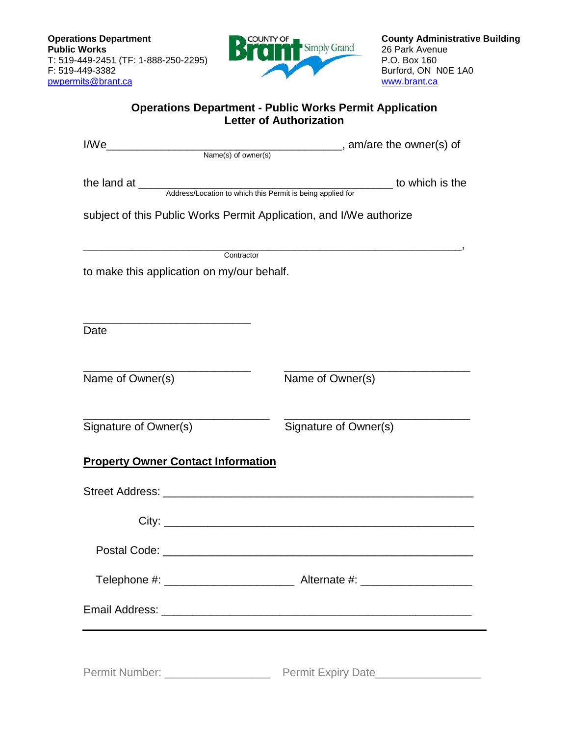**Operations Department**
**Public Works**
T: 519-449-2451 (TF: 1-888-250-2295)
F: 519-449-3382
pwpermits@brant.ca

**County Administrative Building**
26 Park Avenue
P.O. Box 160
Burford, ON N0E 1A0
www.brant.ca

## Operations Department - Public Works Permit Application
## Letter of Authorization

I/We_______________________________________, am/are the owner(s) of
Name(s) of owner(s)

the land at __________________________________________ to which is the
Address/Location to which this Permit is being applied for

subject of this Public Works Permit Application, and I/We authorize

_______________________________________________________________,
Contractor

to make this application on my/our behalf.

____________________________
Date

____________________________ ____________________________
Name of Owner(s) Name of Owner(s)

____________________________ ____________________________
Signature of Owner(s) Signature of Owner(s)

**Property Owner Contact Information**

Street Address: ____________________________________________________

City: ____________________________________________________

Postal Code: ____________________________________________________

Telephone #: ______________________ Alternate #: __________________

Email Address: ____________________________________________________

---

Permit Number: _________________ Permit Expiry Date_________________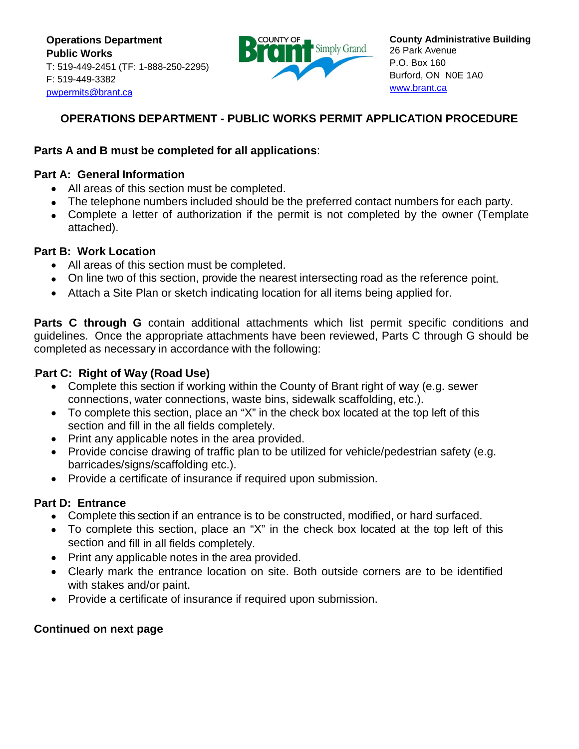**Operations Department**
**Public Works**
T: 519-449-2451 (TF: 1-888-250-2295)
F: 519-449-3382
pwpermits@brant.ca

**County Administrative Building**
26 Park Avenue
P.O. Box 160
Burford, ON N0E 1A0
www.brant.ca

## OPERATIONS DEPARTMENT - PUBLIC WORKS PERMIT APPLICATION PROCEDURE

**Parts A and B must be completed for all applications**:

### Part A: General Information

- All areas of this section must be completed.
- The telephone numbers included should be the preferred contact numbers for each party.
- Complete a letter of authorization if the permit is not completed by the owner (Template attached).

### Part B: Work Location

- All areas of this section must be completed.
- On line two of this section, provide the nearest intersecting road as the reference point.
- Attach a Site Plan or sketch indicating location for all items being applied for.

**Parts C through G** contain additional attachments which list permit specific conditions and guidelines. Once the appropriate attachments have been reviewed, Parts C through G should be completed as necessary in accordance with the following:

### Part C: Right of Way (Road Use)

- Complete this section if working within the County of Brant right of way (e.g. sewer connections, water connections, waste bins, sidewalk scaffolding, etc.).
- To complete this section, place an "X" in the check box located at the top left of this section and fill in the all fields completely.
- Print any applicable notes in the area provided.
- Provide concise drawing of traffic plan to be utilized for vehicle/pedestrian safety (e.g. barricades/signs/scaffolding etc.).
- Provide a certificate of insurance if required upon submission.

### Part D: Entrance

- Complete this section if an entrance is to be constructed, modified, or hard surfaced.
- To complete this section, place an "X" in the check box located at the top left of this section and fill in all fields completely.
- Print any applicable notes in the area provided.
- Clearly mark the entrance location on site. Both outside corners are to be identified with stakes and/or paint.
- Provide a certificate of insurance if required upon submission.

**Continued on next page**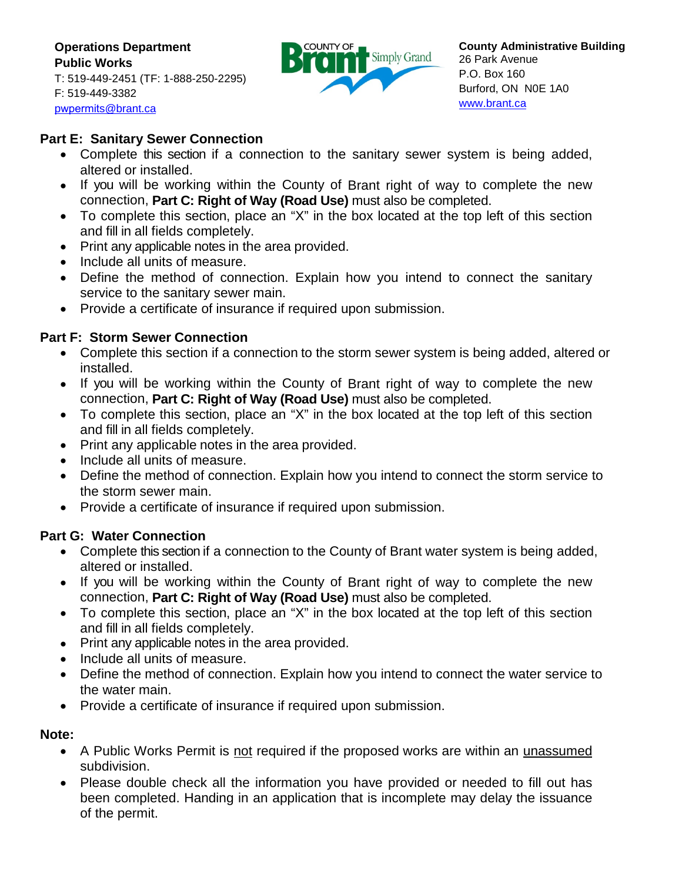## Part E: Sanitary Sewer Connection

- Complete this section if a connection to the sanitary sewer system is being added, altered or installed.
- If you will be working within the County of Brant right of way to complete the new connection, **Part C: Right of Way (Road Use)** must also be completed.
- To complete this section, place an "X" in the box located at the top left of this section and fill in all fields completely.
- Print any applicable notes in the area provided.
- Include all units of measure.
- Define the method of connection. Explain how you intend to connect the sanitary service to the sanitary sewer main.
- Provide a certificate of insurance if required upon submission.

## Part F: Storm Sewer Connection

- Complete this section if a connection to the storm sewer system is being added, altered or installed.
- If you will be working within the County of Brant right of way to complete the new connection, **Part C: Right of Way (Road Use)** must also be completed.
- To complete this section, place an "X" in the box located at the top left of this section and fill in all fields completely.
- Print any applicable notes in the area provided.
- Include all units of measure.
- Define the method of connection. Explain how you intend to connect the storm service to the storm sewer main.
- Provide a certificate of insurance if required upon submission.

## Part G: Water Connection

- Complete this section if a connection to the County of Brant water system is being added, altered or installed.
- If you will be working within the County of Brant right of way to complete the new connection, **Part C: Right of Way (Road Use)** must also be completed.
- To complete this section, place an "X" in the box located at the top left of this section and fill in all fields completely.
- Print any applicable notes in the area provided.
- Include all units of measure.
- Define the method of connection. Explain how you intend to connect the water service to the water main.
- Provide a certificate of insurance if required upon submission.

## Note:

- A Public Works Permit is not required if the proposed works are within an unassumed subdivision.
- Please double check all the information you have provided or needed to fill out has been completed. Handing in an application that is incomplete may delay the issuance of the permit.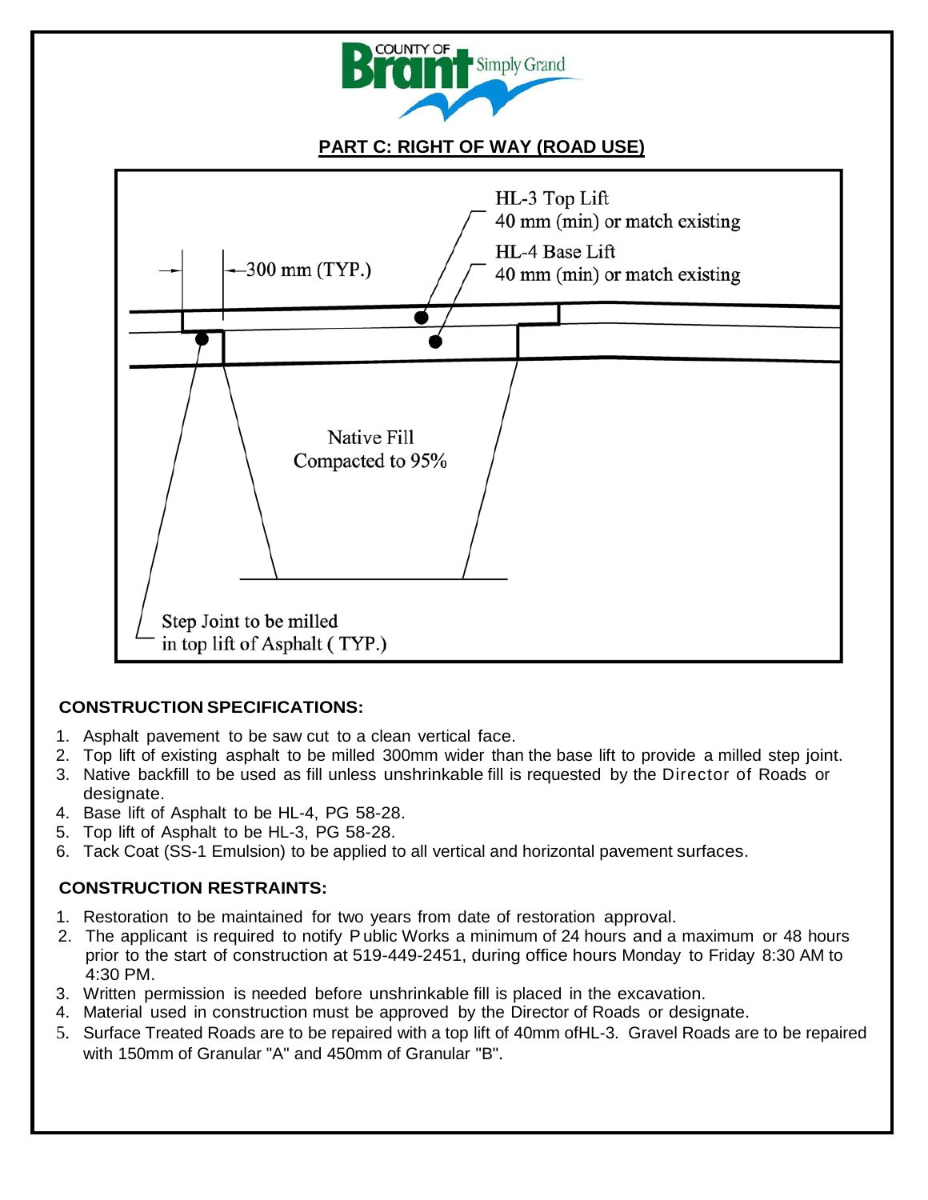## PART C: RIGHT OF WAY (ROAD USE)

HL-3 Top Lift
40 mm (min) or match existing

HL-4 Base Lift
40 mm (min) or match existing

300 mm (TYP.)

Native Fill
Compacted to 95%

Step Joint to be milled
in top lift of Asphalt ( TYP.)

### CONSTRUCTION SPECIFICATIONS:

1. Asphalt pavement to be saw cut to a clean vertical face.
2. Top lift of existing asphalt to be milled 300mm wider than the base lift to provide a milled step joint.
3. Native backfill to be used as fill unless unshrinkable fill is requested by the Director of Roads or designate.
4. Base lift of Asphalt to be HL-4, PG 58-28.
5. Top lift of Asphalt to be HL-3, PG 58-28.
6. Tack Coat (SS-1 Emulsion) to be applied to all vertical and horizontal pavement surfaces.

### CONSTRUCTION RESTRAINTS:

1. Restoration to be maintained for two years from date of restoration approval.
2. The applicant is required to notify Public Works a minimum of 24 hours and a maximum or 48 hours prior to the start of construction at 519-449-2451, during office hours Monday to Friday 8:30 AM to 4:30 PM.
3. Written permission is needed before unshrinkable fill is placed in the excavation.
4. Material used in construction must be approved by the Director of Roads or designate.
5. Surface Treated Roads are to be repaired with a top lift of 40mm ofHL-3. Gravel Roads are to be repaired with 150mm of Granular "A" and 450mm of Granular "B".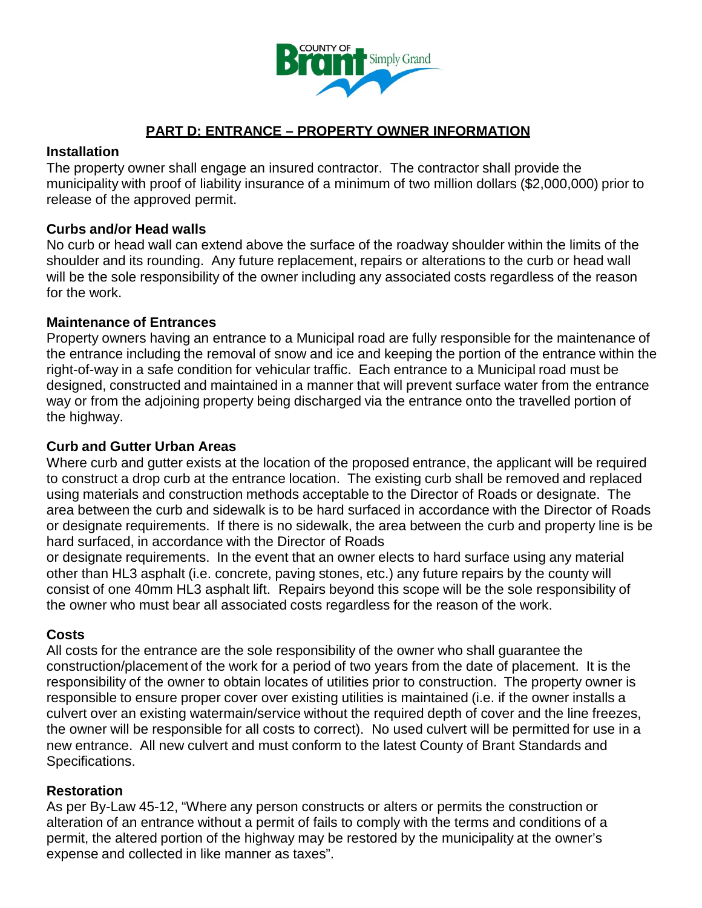## PART D: ENTRANCE – PROPERTY OWNER INFORMATION

### Installation

The property owner shall engage an insured contractor. The contractor shall provide the municipality with proof of liability insurance of a minimum of two million dollars ($2,000,000) prior to release of the approved permit.

### Curbs and/or Head walls

No curb or head wall can extend above the surface of the roadway shoulder within the limits of the shoulder and its rounding. Any future replacement, repairs or alterations to the curb or head wall will be the sole responsibility of the owner including any associated costs regardless of the reason for the work.

### Maintenance of Entrances

Property owners having an entrance to a Municipal road are fully responsible for the maintenance of the entrance including the removal of snow and ice and keeping the portion of the entrance within the right-of-way in a safe condition for vehicular traffic. Each entrance to a Municipal road must be designed, constructed and maintained in a manner that will prevent surface water from the entrance way or from the adjoining property being discharged via the entrance onto the travelled portion of the highway.

### Curb and Gutter Urban Areas

Where curb and gutter exists at the location of the proposed entrance, the applicant will be required to construct a drop curb at the entrance location. The existing curb shall be removed and replaced using materials and construction methods acceptable to the Director of Roads or designate. The area between the curb and sidewalk is to be hard surfaced in accordance with the Director of Roads or designate requirements. If there is no sidewalk, the area between the curb and property line is be hard surfaced, in accordance with the Director of Roads or designate requirements. In the event that an owner elects to hard surface using any material other than HL3 asphalt (i.e. concrete, paving stones, etc.) any future repairs by the county will consist of one 40mm HL3 asphalt lift. Repairs beyond this scope will be the sole responsibility of the owner who must bear all associated costs regardless for the reason of the work.

### Costs

All costs for the entrance are the sole responsibility of the owner who shall guarantee the construction/placement of the work for a period of two years from the date of placement. It is the responsibility of the owner to obtain locates of utilities prior to construction. The property owner is responsible to ensure proper cover over existing utilities is maintained (i.e. if the owner installs a culvert over an existing watermain/service without the required depth of cover and the line freezes, the owner will be responsible for all costs to correct). No used culvert will be permitted for use in a new entrance. All new culvert and must conform to the latest County of Brant Standards and Specifications.

### Restoration

As per By-Law 45-12, "Where any person constructs or alters or permits the construction or alteration of an entrance without a permit of fails to comply with the terms and conditions of a permit, the altered portion of the highway may be restored by the municipality at the owner's expense and collected in like manner as taxes".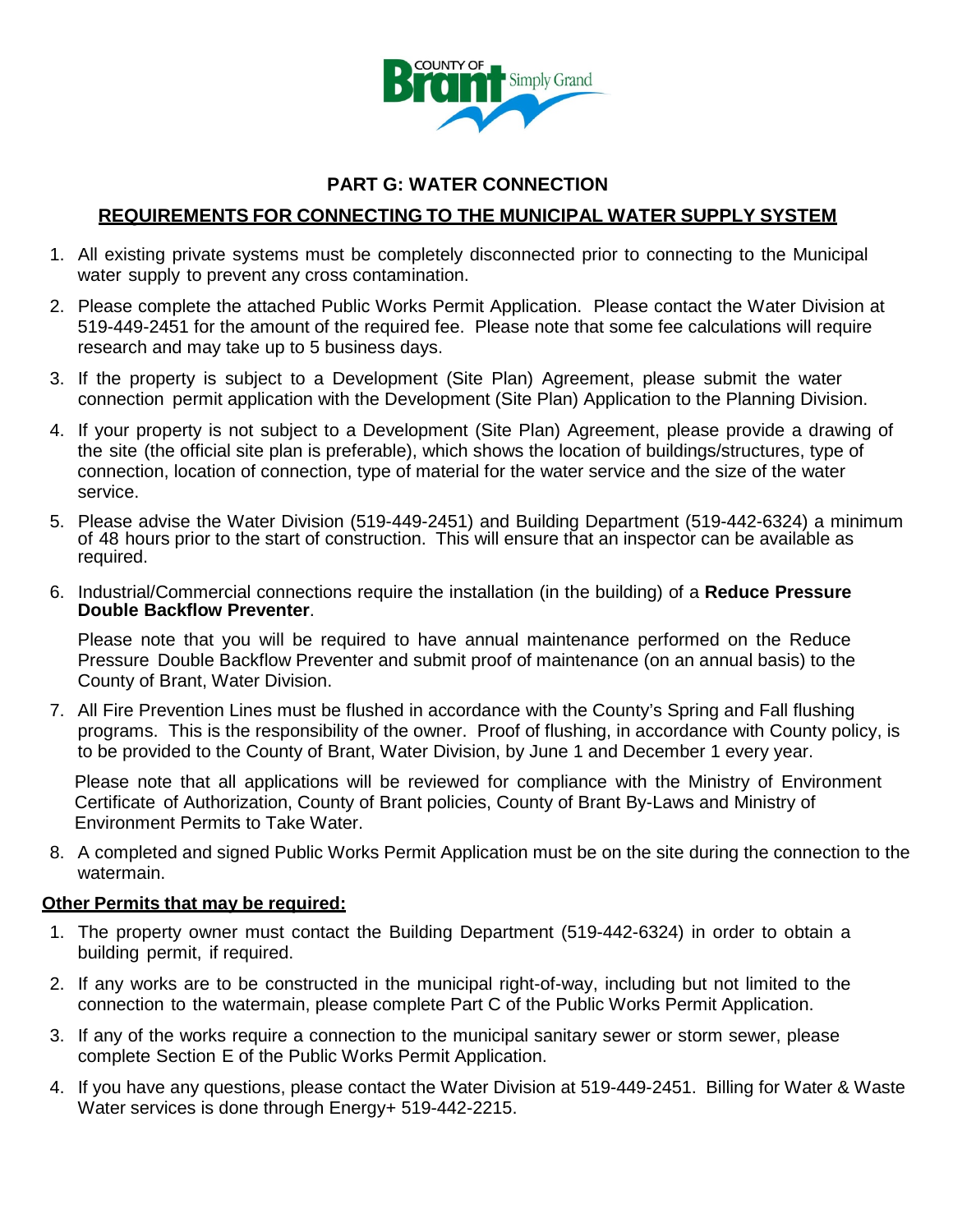# PART G: WATER CONNECTION

## REQUIREMENTS FOR CONNECTING TO THE MUNICIPAL WATER SUPPLY SYSTEM

1. All existing private systems must be completely disconnected prior to connecting to the Municipal water supply to prevent any cross contamination.
2. Please complete the attached Public Works Permit Application. Please contact the Water Division at 519-449-2451 for the amount of the required fee. Please note that some fee calculations will require research and may take up to 5 business days.
3. If the property is subject to a Development (Site Plan) Agreement, please submit the water connection permit application with the Development (Site Plan) Application to the Planning Division.
4. If your property is not subject to a Development (Site Plan) Agreement, please provide a drawing of the site (the official site plan is preferable), which shows the location of buildings/structures, type of connection, location of connection, type of material for the water service and the size of the water service.
5. Please advise the Water Division (519-449-2451) and Building Department (519-442-6324) a minimum of 48 hours prior to the start of construction. This will ensure that an inspector can be available as required.
6. Industrial/Commercial connections require the installation (in the building) of a **Reduce Pressure Double Backflow Preventer**.

   Please note that you will be required to have annual maintenance performed on the Reduce Pressure Double Backflow Preventer and submit proof of maintenance (on an annual basis) to the County of Brant, Water Division.
7. All Fire Prevention Lines must be flushed in accordance with the County's Spring and Fall flushing programs. This is the responsibility of the owner. Proof of flushing, in accordance with County policy, is to be provided to the County of Brant, Water Division, by June 1 and December 1 every year.

   Please note that all applications will be reviewed for compliance with the Ministry of Environment Certificate of Authorization, County of Brant policies, County of Brant By-Laws and Ministry of Environment Permits to Take Water.
8. A completed and signed Public Works Permit Application must be on the site during the connection to the watermain.

**Other Permits that may be required:**

1. The property owner must contact the Building Department (519-442-6324) in order to obtain a building permit, if required.
2. If any works are to be constructed in the municipal right-of-way, including but not limited to the connection to the watermain, please complete Part C of the Public Works Permit Application.
3. If any of the works require a connection to the municipal sanitary sewer or storm sewer, please complete Section E of the Public Works Permit Application.
4. If you have any questions, please contact the Water Division at 519-449-2451. Billing for Water & Waste Water services is done through Energy+ 519-442-2215.